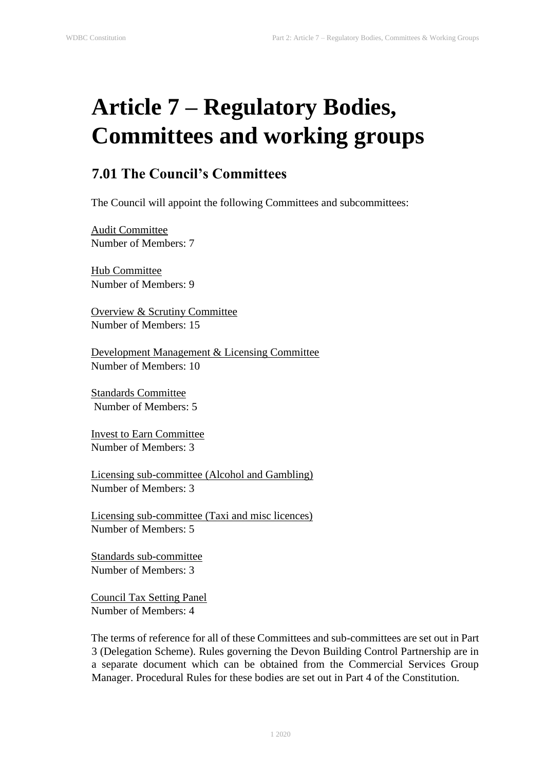# Article 7 – Regulatory Bodies, Committees and working groups

## 7.01 The Council's Committees

The Council will appoint the following Committees and subcommittees:

<u>Audit Committee</u>
Number of Members: 7

<u>Hub Committee</u>
Number of Members: 9

<u>Overview & Scrutiny Committee</u>
Number of Members: 15

<u>Development Management & Licensing Committee</u>
Number of Members: 10

<u>Standards Committee</u>
Number of Members: 5

<u>Invest to Earn Committee</u>
Number of Members: 3

<u>Licensing sub-committee (Alcohol and Gambling)</u>
Number of Members: 3

<u>Licensing sub-committee (Taxi and misc licences)</u>
Number of Members: 5

<u>Standards sub-committee</u>
Number of Members: 3

<u>Council Tax Setting Panel</u>
Number of Members: 4

The terms of reference for all of these Committees and sub-committees are set out in Part 3 (Delegation Scheme). Rules governing the Devon Building Control Partnership are in a separate document which can be obtained from the Commercial Services Group Manager. Procedural Rules for these bodies are set out in Part 4 of the Constitution.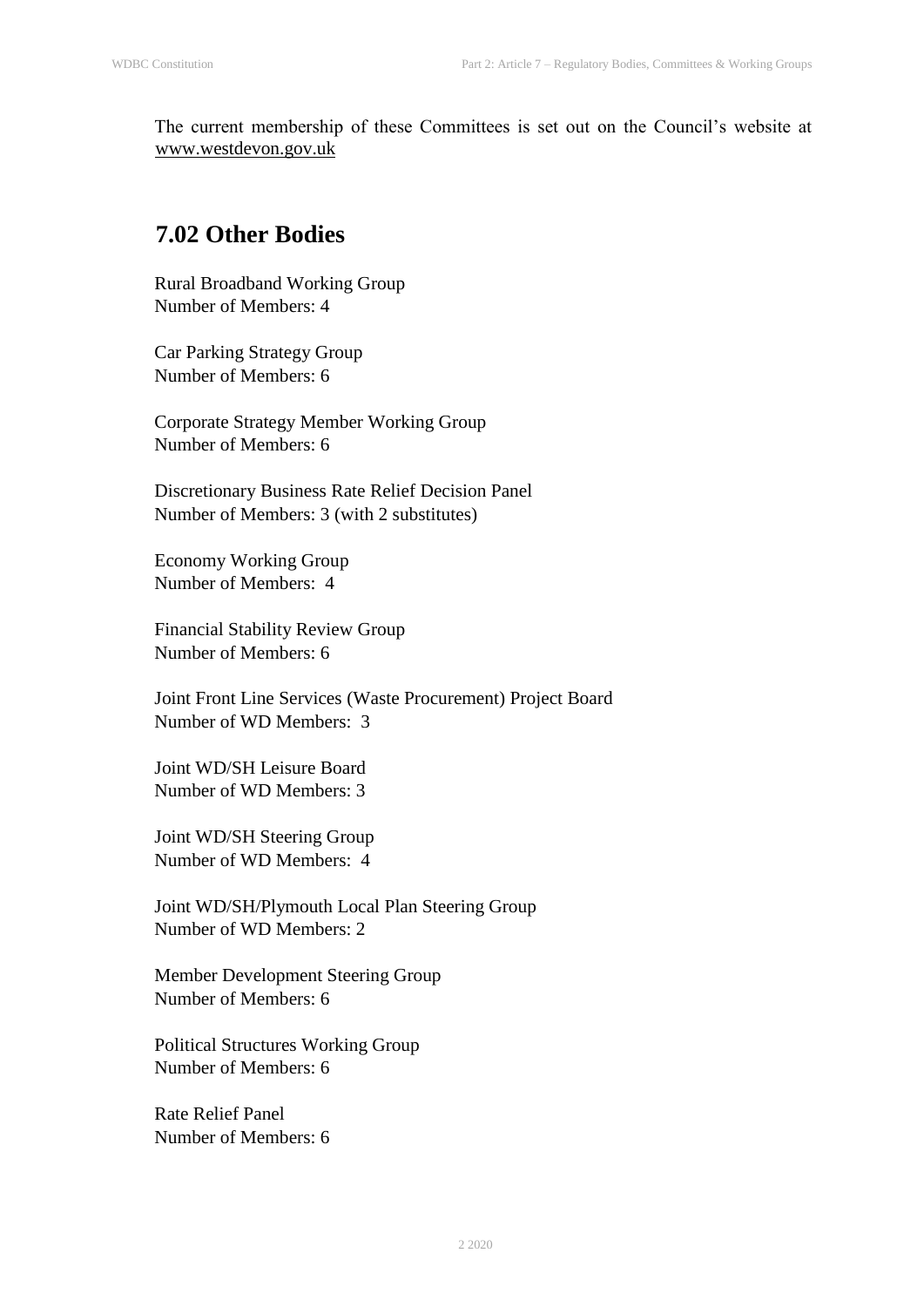The current membership of these Committees is set out on the Council's website at www.westdevon.gov.uk

## 7.02 Other Bodies

Rural Broadband Working Group
Number of Members: 4

Car Parking Strategy Group
Number of Members: 6

Corporate Strategy Member Working Group
Number of Members: 6

Discretionary Business Rate Relief Decision Panel
Number of Members: 3 (with 2 substitutes)

Economy Working Group
Number of Members: 4

Financial Stability Review Group
Number of Members: 6

Joint Front Line Services (Waste Procurement) Project Board
Number of WD Members: 3

Joint WD/SH Leisure Board
Number of WD Members: 3

Joint WD/SH Steering Group
Number of WD Members: 4

Joint WD/SH/Plymouth Local Plan Steering Group
Number of WD Members: 2

Member Development Steering Group
Number of Members: 6

Political Structures Working Group
Number of Members: 6

Rate Relief Panel
Number of Members: 6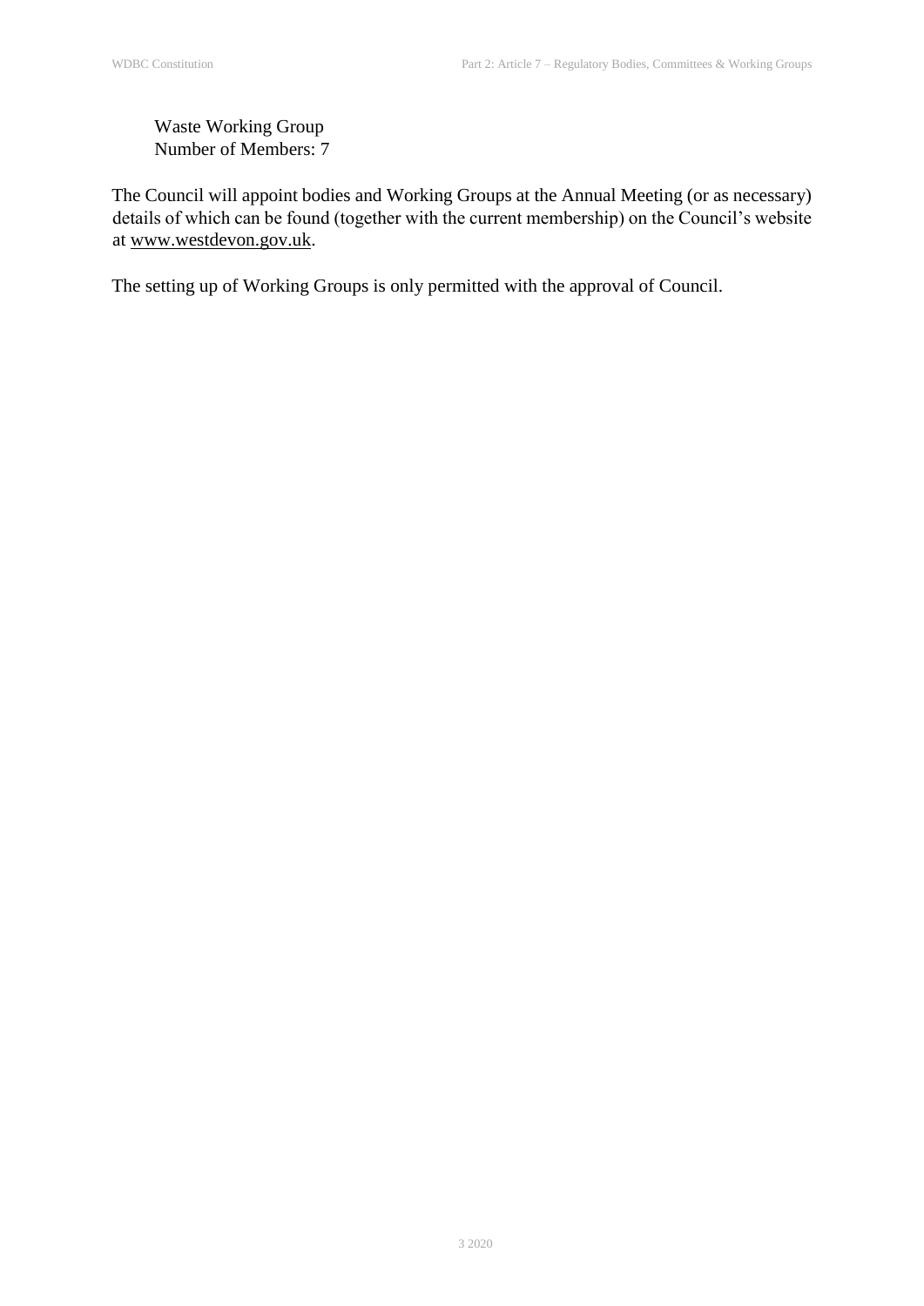Waste Working Group
Number of Members: 7

The Council will appoint bodies and Working Groups at the Annual Meeting (or as necessary) details of which can be found (together with the current membership) on the Council's website at www.westdevon.gov.uk.

The setting up of Working Groups is only permitted with the approval of Council.